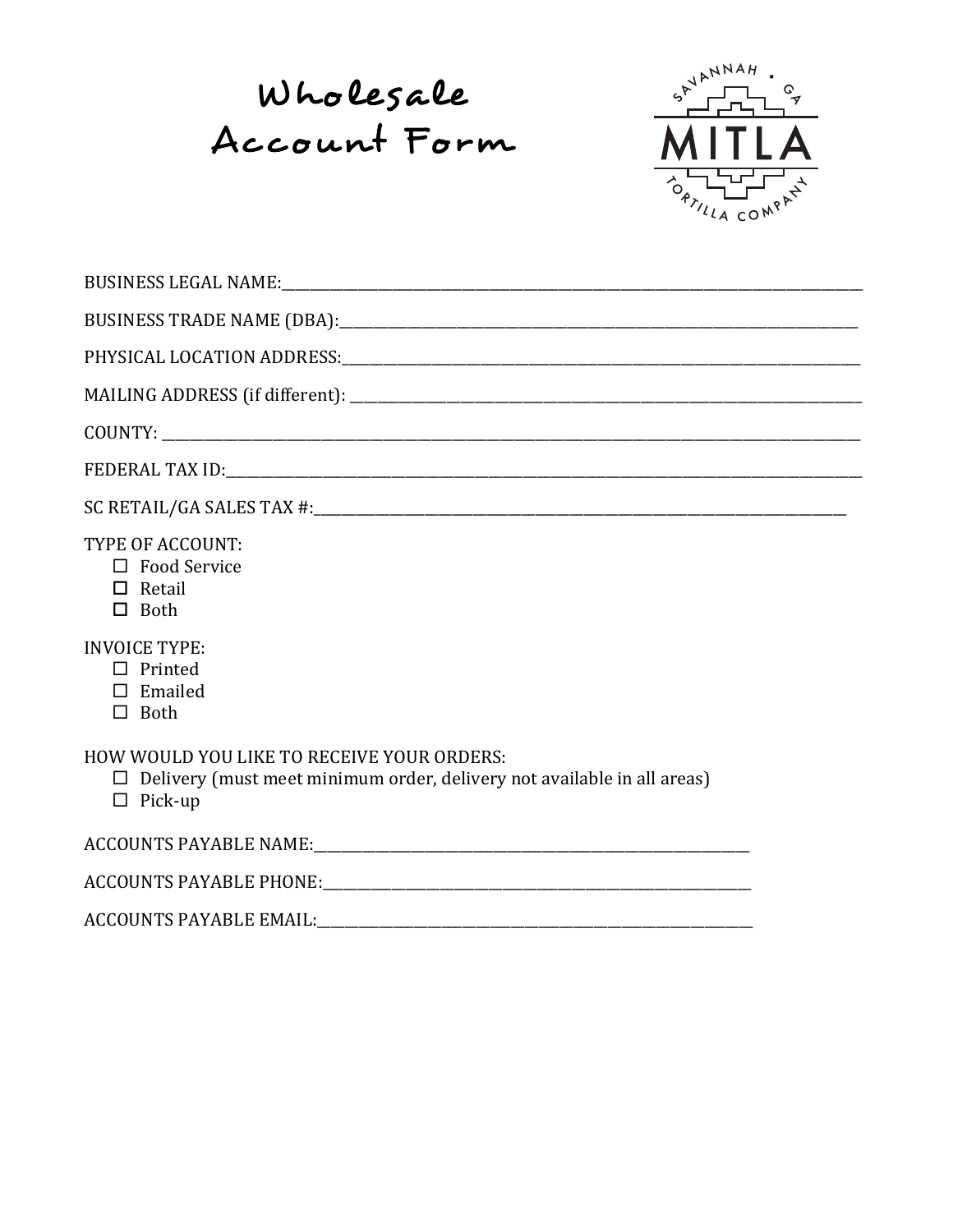# Wholesale Account Form

SAVANNAH • GA
MITLA
TORTILLA COMPANY

BUSINESS LEGAL NAME:\_\_\_\_\_\_\_\_\_\_\_\_\_\_\_\_\_\_\_\_\_\_\_\_\_\_\_\_\_\_\_\_\_\_\_\_\_\_\_\_

BUSINESS TRADE NAME (DBA):\_\_\_\_\_\_\_\_\_\_\_\_\_\_\_\_\_\_\_\_\_\_\_\_\_\_\_\_\_\_\_\_\_\_\_\_

PHYSICAL LOCATION ADDRESS:\_\_\_\_\_\_\_\_\_\_\_\_\_\_\_\_\_\_\_\_\_\_\_\_\_\_\_\_\_\_\_\_\_\_\_\_

MAILING ADDRESS (if different): \_\_\_\_\_\_\_\_\_\_\_\_\_\_\_\_\_\_\_\_\_\_\_\_\_\_\_\_\_\_\_\_\_\_

COUNTY: \_\_\_\_\_\_\_\_\_\_\_\_\_\_\_\_\_\_\_\_\_\_\_\_\_\_\_\_\_\_\_\_\_\_\_\_\_\_\_\_\_\_\_\_\_\_\_\_

FEDERAL TAX ID:\_\_\_\_\_\_\_\_\_\_\_\_\_\_\_\_\_\_\_\_\_\_\_\_\_\_\_\_\_\_\_\_\_\_\_\_\_\_\_\_\_\_\_\_

SC RETAIL/GA SALES TAX #:\_\_\_\_\_\_\_\_\_\_\_\_\_\_\_\_\_\_\_\_\_\_\_\_\_\_\_\_\_\_\_\_\_\_\_\_

TYPE OF ACCOUNT:
- ☐ Food Service
- ☐ Retail
- ☐ Both

INVOICE TYPE:
- ☐ Printed
- ☐ Emailed
- ☐ Both

HOW WOULD YOU LIKE TO RECEIVE YOUR ORDERS:
- ☐ Delivery (must meet minimum order, delivery not available in all areas)
- ☐ Pick-up

ACCOUNTS PAYABLE NAME:\_\_\_\_\_\_\_\_\_\_\_\_\_\_\_\_\_\_\_\_\_\_\_\_\_\_\_\_\_\_

ACCOUNTS PAYABLE PHONE:\_\_\_\_\_\_\_\_\_\_\_\_\_\_\_\_\_\_\_\_\_\_\_\_\_\_\_\_\_\_

ACCOUNTS PAYABLE EMAIL:\_\_\_\_\_\_\_\_\_\_\_\_\_\_\_\_\_\_\_\_\_\_\_\_\_\_\_\_\_\_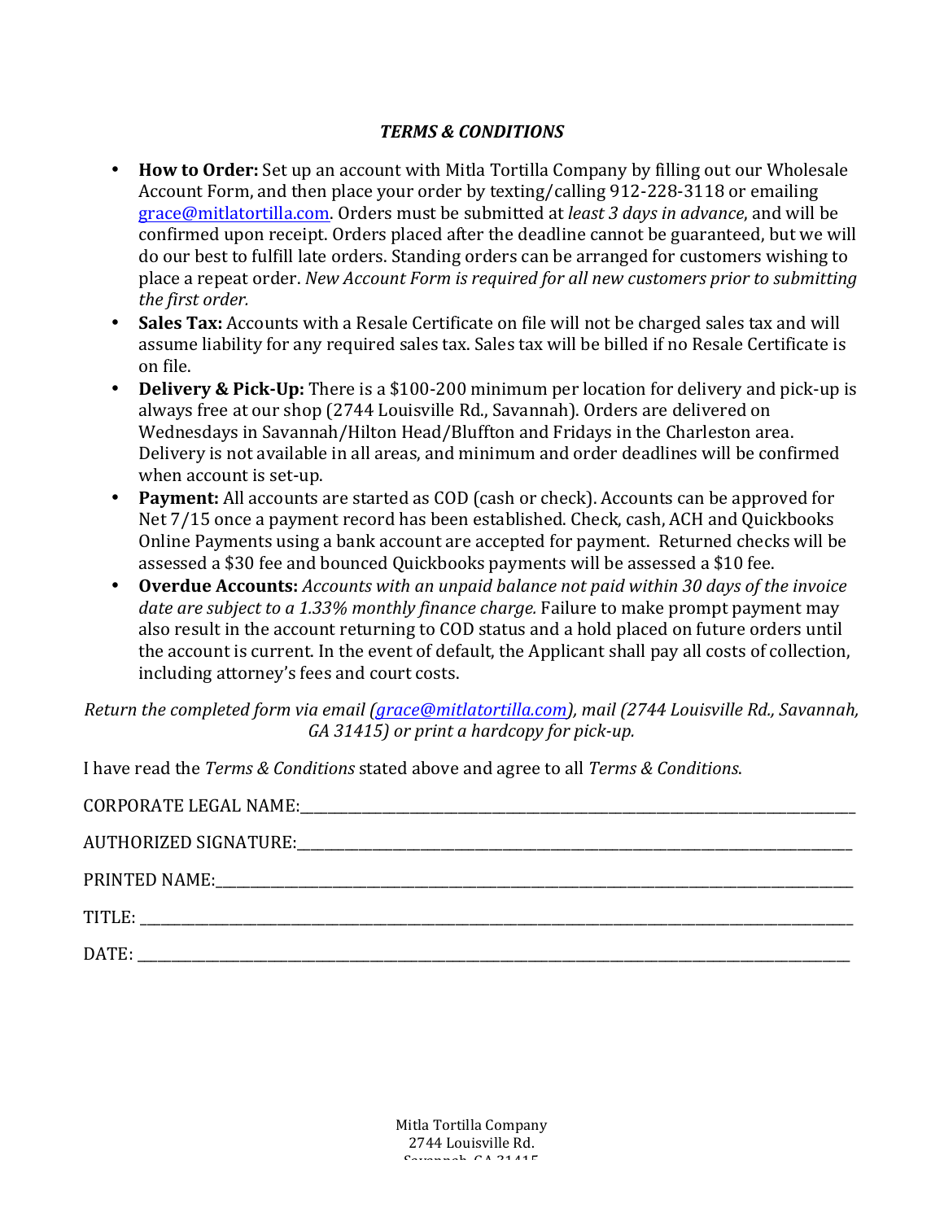## *TERMS & CONDITIONS*

- **How to Order:** Set up an account with Mitla Tortilla Company by filling out our Wholesale Account Form, and then place your order by texting/calling 912-228-3118 or emailing grace@mitlatortilla.com. Orders must be submitted at *least 3 days in advance*, and will be confirmed upon receipt. Orders placed after the deadline cannot be guaranteed, but we will do our best to fulfill late orders. Standing orders can be arranged for customers wishing to place a repeat order. *New Account Form is required for all new customers prior to submitting the first order.*
- **Sales Tax:** Accounts with a Resale Certificate on file will not be charged sales tax and will assume liability for any required sales tax. Sales tax will be billed if no Resale Certificate is on file.
- **Delivery & Pick-Up:** There is a $100-200 minimum per location for delivery and pick-up is always free at our shop (2744 Louisville Rd., Savannah). Orders are delivered on Wednesdays in Savannah/Hilton Head/Bluffton and Fridays in the Charleston area. Delivery is not available in all areas, and minimum and order deadlines will be confirmed when account is set-up.
- **Payment:** All accounts are started as COD (cash or check). Accounts can be approved for Net 7/15 once a payment record has been established. Check, cash, ACH and Quickbooks Online Payments using a bank account are accepted for payment. Returned checks will be assessed a $30 fee and bounced Quickbooks payments will be assessed a $10 fee.
- **Overdue Accounts:** *Accounts with an unpaid balance not paid within 30 days of the invoice date are subject to a 1.33% monthly finance charge.* Failure to make prompt payment may also result in the account returning to COD status and a hold placed on future orders until the account is current. In the event of default, the Applicant shall pay all costs of collection, including attorney's fees and court costs.

*Return the completed form via email (grace@mitlatortilla.com), mail (2744 Louisville Rd., Savannah, GA 31415) or print a hardcopy for pick-up.*

I have read the *Terms & Conditions* stated above and agree to all *Terms & Conditions*.

CORPORATE LEGAL NAME:____________________________________________

AUTHORIZED SIGNATURE:____________________________________________

PRINTED NAME:____________________________________________

TITLE: ____________________________________________

DATE: ____________________________________________

Mitla Tortilla Company
2744 Louisville Rd.
Savannah, GA 31415